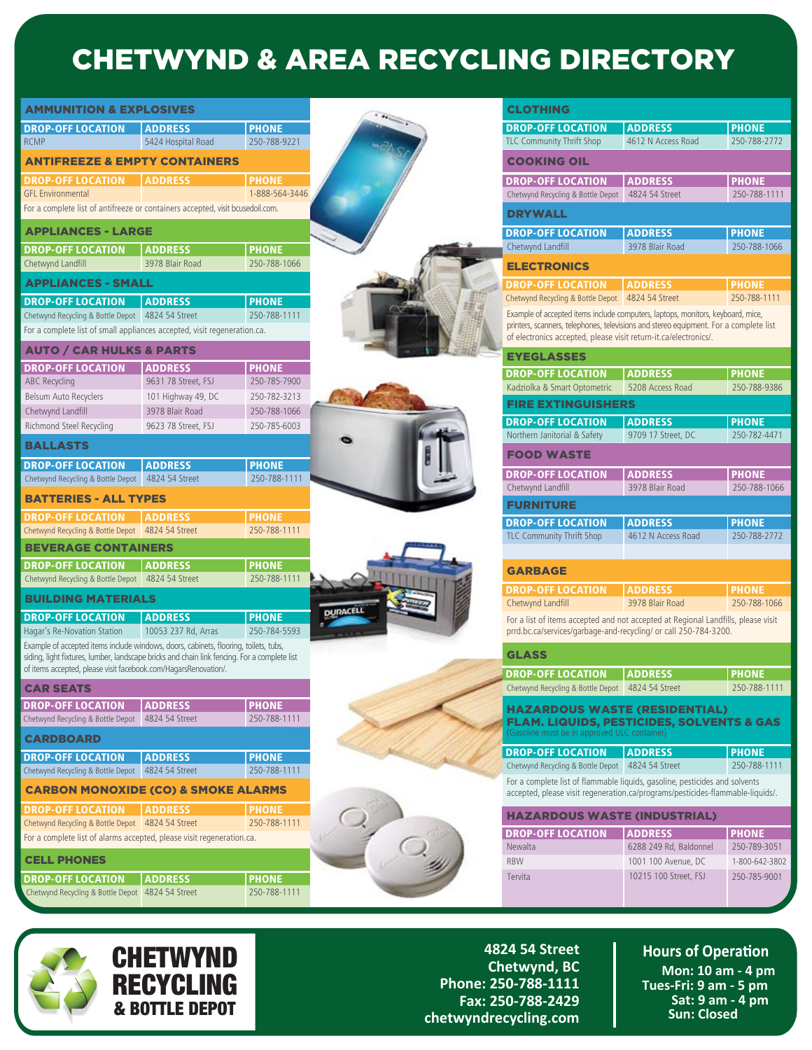# CHETWYND & AREA RECYCLING DIRECTORY

## AMMUNITION & EXPLOSIVES

| DROP-OFF LOCATION | ADDRESS | PHONE |
|---|---|---|
| RCMP | 5424 Hospital Road | 250-788-9221 |

## ANTIFREEZE & EMPTY CONTAINERS

| DROP-OFF LOCATION | ADDRESS | PHONE |
|---|---|---|
| GFL Environmental | | 1-888-564-3446 |

For a complete list of antifreeze or containers accepted, visit bcusedoil.com.

## APPLIANCES - LARGE

| DROP-OFF LOCATION | ADDRESS | PHONE |
|---|---|---|
| Chetwynd Landfill | 3978 Blair Road | 250-788-1066 |

## APPLIANCES - SMALL

| DROP-OFF LOCATION | ADDRESS | PHONE |
|---|---|---|
| Chetwynd Recycling & Bottle Depot | 4824 54 Street | 250-788-1111 |

For a complete list of small appliances accepted, visit regeneration.ca.

## AUTO / CAR HULKS & PARTS

| DROP-OFF LOCATION | ADDRESS | PHONE |
|---|---|---|
| ABC Recycling | 9631 78 Street, FSJ | 250-785-7900 |
| Belsum Auto Recyclers | 101 Highway 49, DC | 250-782-3213 |
| Chetwynd Landfill | 3978 Blair Road | 250-788-1066 |
| Richmond Steel Recycling | 9623 78 Street, FSJ | 250-785-6003 |

## BALLASTS

| DROP-OFF LOCATION | ADDRESS | PHONE |
|---|---|---|
| Chetwynd Recycling & Bottle Depot | 4824 54 Street | 250-788-1111 |

## BATTERIES - ALL TYPES

| DROP-OFF LOCATION | ADDRESS | PHONE |
|---|---|---|
| Chetwynd Recycling & Bottle Depot | 4824 54 Street | 250-788-1111 |

## BEVERAGE CONTAINERS

| DROP-OFF LOCATION | ADDRESS | PHONE |
|---|---|---|
| Chetwynd Recycling & Bottle Depot | 4824 54 Street | 250-788-1111 |

## BUILDING MATERIALS

| DROP-OFF LOCATION | ADDRESS | PHONE |
|---|---|---|
| Hagar's Re-Novation Station | 10053 237 Rd, Arras | 250-784-5593 |

Example of accepted items include windows, doors, cabinets, flooring, toilets, tubs, siding, light fixtures, lumber, landscape bricks and chain link fencing. For a complete list of items accepted, please visit facebook.com/HagarsRenovation/.

## CAR SEATS

| DROP-OFF LOCATION | ADDRESS | PHONE |
|---|---|---|
| Chetwynd Recycling & Bottle Depot | 4824 54 Street | 250-788-1111 |

## CARDBOARD

| DROP-OFF LOCATION | ADDRESS | PHONE |
|---|---|---|
| Chetwynd Recycling & Bottle Depot | 4824 54 Street | 250-788-1111 |

## CARBON MONOXIDE (CO) & SMOKE ALARMS

| DROP-OFF LOCATION | ADDRESS | PHONE |
|---|---|---|
| Chetwynd Recycling & Bottle Depot | 4824 54 Street | 250-788-1111 |

For a complete list of alarms accepted, please visit regeneration.ca.

## CELL PHONES

| DROP-OFF LOCATION | ADDRESS | PHONE |
|---|---|---|
| Chetwynd Recycling & Bottle Depot | 4824 54 Street | 250-788-1111 |

## CLOTHING

| DROP-OFF LOCATION | ADDRESS | PHONE |
|---|---|---|
| TLC Community Thrift Shop | 4612 N Access Road | 250-788-2772 |

## COOKING OIL

| DROP-OFF LOCATION | ADDRESS | PHONE |
|---|---|---|
| Chetwynd Recycling & Bottle Depot | 4824 54 Street | 250-788-1111 |

## DRYWALL

| DROP-OFF LOCATION | ADDRESS | PHONE |
|---|---|---|
| Chetwynd Landfill | 3978 Blair Road | 250-788-1066 |

## ELECTRONICS

| DROP-OFF LOCATION | ADDRESS | PHONE |
|---|---|---|
| Chetwynd Recycling & Bottle Depot | 4824 54 Street | 250-788-1111 |

Example of accepted items include computers, laptops, monitors, keyboard, mice, printers, scanners, telephones, televisions and stereo equipment. For a complete list of electronics accepted, please visit return-it.ca/electronics/.

## EYEGLASSES

| DROP-OFF LOCATION | ADDRESS | PHONE |
|---|---|---|
| Kadziolka & Smart Optometric | 5208 Access Road | 250-788-9386 |

## FIRE EXTINGUISHERS

| DROP-OFF LOCATION | ADDRESS | PHONE |
|---|---|---|
| Northern Janitorial & Safety | 9709 17 Street, DC | 250-782-4471 |

## FOOD WASTE

| DROP-OFF LOCATION | ADDRESS | PHONE |
|---|---|---|
| Chetwynd Landfill | 3978 Blair Road | 250-788-1066 |

## FURNITURE

| DROP-OFF LOCATION | ADDRESS | PHONE |
|---|---|---|
| TLC Community Thrift Shop | 4612 N Access Road | 250-788-2772 |

## GARBAGE

| DROP-OFF LOCATION | ADDRESS | PHONE |
|---|---|---|
| Chetwynd Landfill | 3978 Blair Road | 250-788-1066 |

For a list of items accepted and not accepted at Regional Landfills, please visit prrd.bc.ca/services/garbage-and-recycling/ or call 250-784-3200.

## GLASS

| DROP-OFF LOCATION | ADDRESS | PHONE |
|---|---|---|
| Chetwynd Recycling & Bottle Depot | 4824 54 Street | 250-788-1111 |

## HAZARDOUS WASTE (RESIDENTIAL) FLAM. LIQUIDS, PESTICIDES, SOLVENTS & GAS

(Gasoline must be in approved ULC container)

| DROP-OFF LOCATION | ADDRESS | PHONE |
|---|---|---|
| Chetwynd Recycling & Bottle Depot | 4824 54 Street | 250-788-1111 |

For a complete list of flammable liquids, gasoline, pesticides and solvents accepted, please visit regeneration.ca/programs/pesticides-flammable-liquids/.

## HAZARDOUS WASTE (INDUSTRIAL)

| DROP-OFF LOCATION | ADDRESS | PHONE |
|---|---|---|
| Newalta | 6288 249 Rd, Baldonnel | 250-789-3051 |
| RBW | 1001 100 Avenue, DC | 1-800-642-3802 |
| Tervita | 10215 100 Street, FSJ | 250-785-9001 |

**CHETWYND RECYCLING & BOTTLE DEPOT**

**4824 54 Street**
**Chetwynd, BC**
**Phone: 250-788-1111**
**Fax: 250-788-2429**
**chetwyndrecycling.com**

**Hours of Operation**
**Mon: 10 am - 4 pm**
**Tues-Fri: 9 am - 5 pm**
**Sat: 9 am - 4 pm**
**Sun: Closed**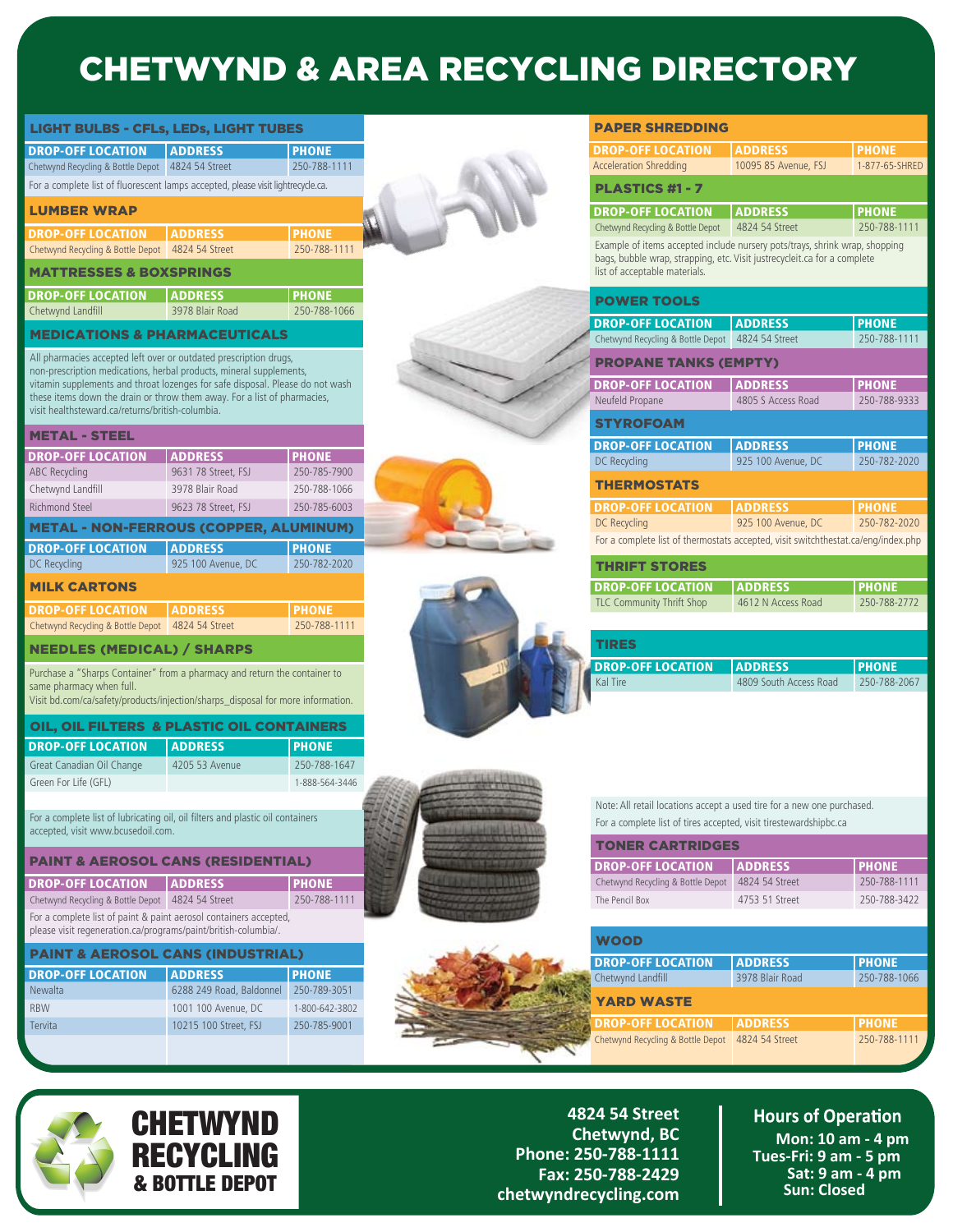# CHETWYND & AREA RECYCLING DIRECTORY

## LIGHT BULBS - CFLs, LEDs, LIGHT TUBES

| DROP-OFF LOCATION | ADDRESS | PHONE |
|---|---|---|
| Chetwynd Recycling & Bottle Depot | 4824 54 Street | 250-788-1111 |

For a complete list of fluorescent lamps accepted, please visit lightrecycle.ca.

## LUMBER WRAP

| DROP-OFF LOCATION | ADDRESS | PHONE |
|---|---|---|
| Chetwynd Recycling & Bottle Depot | 4824 54 Street | 250-788-1111 |

## MATTRESSES & BOXSPRINGS

| DROP-OFF LOCATION | ADDRESS | PHONE |
|---|---|---|
| Chetwynd Landfill | 3978 Blair Road | 250-788-1066 |

## MEDICATIONS & PHARMACEUTICALS

All pharmacies accepted left over or outdated prescription drugs, non-prescription medications, herbal products, mineral supplements, vitamin supplements and throat lozenges for safe disposal. Please do not wash these items down the drain or throw them away. For a list of pharmacies, visit healthsteward.ca/returns/british-columbia.

## METAL - STEEL

| DROP-OFF LOCATION | ADDRESS | PHONE |
|---|---|---|
| ABC Recycling | 9631 78 Street, FSJ | 250-785-7900 |
| Chetwynd Landfill | 3978 Blair Road | 250-788-1066 |
| Richmond Steel | 9623 78 Street, FSJ | 250-785-6003 |

## METAL - NON-FERROUS (COPPER, ALUMINUM)

| DROP-OFF LOCATION | ADDRESS | PHONE |
|---|---|---|
| DC Recycling | 925 100 Avenue, DC | 250-782-2020 |

## MILK CARTONS

| DROP-OFF LOCATION | ADDRESS | PHONE |
|---|---|---|
| Chetwynd Recycling & Bottle Depot | 4824 54 Street | 250-788-1111 |

## NEEDLES (MEDICAL) / SHARPS

Purchase a "Sharps Container" from a pharmacy and return the container to same pharmacy when full.
Visit bd.com/ca/safety/products/injection/sharps_disposal for more information.

## OIL, OIL FILTERS & PLASTIC OIL CONTAINERS

| DROP-OFF LOCATION | ADDRESS | PHONE |
|---|---|---|
| Great Canadian Oil Change | 4205 53 Avenue | 250-788-1647 |
| Green For Life (GFL) | | 1-888-564-3446 |

For a complete list of lubricating oil, oil filters and plastic oil containers accepted, visit www.bcusedoil.com.

## PAINT & AEROSOL CANS (RESIDENTIAL)

| DROP-OFF LOCATION | ADDRESS | PHONE |
|---|---|---|
| Chetwynd Recycling & Bottle Depot | 4824 54 Street | 250-788-1111 |

For a complete list of paint & paint aerosol containers accepted, please visit regeneration.ca/programs/paint/british-columbia/.

## PAINT & AEROSOL CANS (INDUSTRIAL)

| DROP-OFF LOCATION | ADDRESS | PHONE |
|---|---|---|
| Newalta | 6288 249 Road, Baldonnel | 250-789-3051 |
| RBW | 1001 100 Avenue, DC | 1-800-642-3802 |
| Tervita | 10215 100 Street, FSJ | 250-785-9001 |

## PAPER SHREDDING

| DROP-OFF LOCATION | ADDRESS | PHONE |
|---|---|---|
| Acceleration Shredding | 10095 85 Avenue, FSJ | 1-877-65-SHRED |

## PLASTICS #1 - 7

| DROP-OFF LOCATION | ADDRESS | PHONE |
|---|---|---|
| Chetwynd Recycling & Bottle Depot | 4824 54 Street | 250-788-1111 |

Example of items accepted include nursery pots/trays, shrink wrap, shopping bags, bubble wrap, strapping, etc. Visit justrecycleit.ca for a complete list of acceptable materials.

## POWER TOOLS

| DROP-OFF LOCATION | ADDRESS | PHONE |
|---|---|---|
| Chetwynd Recycling & Bottle Depot | 4824 54 Street | 250-788-1111 |

## PROPANE TANKS (EMPTY)

| DROP-OFF LOCATION | ADDRESS | PHONE |
|---|---|---|
| Neufeld Propane | 4805 S Access Road | 250-788-9333 |

## STYROFOAM

| DROP-OFF LOCATION | ADDRESS | PHONE |
|---|---|---|
| DC Recycling | 925 100 Avenue, DC | 250-782-2020 |

## THERMOSTATS

| DROP-OFF LOCATION | ADDRESS | PHONE |
|---|---|---|
| DC Recycling | 925 100 Avenue, DC | 250-782-2020 |

For a complete list of thermostats accepted, visit switchthestat.ca/eng/index.php

## THRIFT STORES

| DROP-OFF LOCATION | ADDRESS | PHONE |
|---|---|---|
| TLC Community Thrift Shop | 4612 N Access Road | 250-788-2772 |

## TIRES

| DROP-OFF LOCATION | ADDRESS | PHONE |
|---|---|---|
| Kal Tire | 4809 South Access Road | 250-788-2067 |

Note: All retail locations accept a used tire for a new one purchased.
For a complete list of tires accepted, visit tirestewardshipbc.ca

## TONER CARTRIDGES

| DROP-OFF LOCATION | ADDRESS | PHONE |
|---|---|---|
| Chetwynd Recycling & Bottle Depot | 4824 54 Street | 250-788-1111 |
| The Pencil Box | 4753 51 Street | 250-788-3422 |

## WOOD

| DROP-OFF LOCATION | ADDRESS | PHONE |
|---|---|---|
| Chetwynd Landfill | 3978 Blair Road | 250-788-1066 |

## YARD WASTE

| DROP-OFF LOCATION | ADDRESS | PHONE |
|---|---|---|
| Chetwynd Recycling & Bottle Depot | 4824 54 Street | 250-788-1111 |

**CHETWYND RECYCLING & BOTTLE DEPOT**

**4824 54 Street**
**Chetwynd, BC**
**Phone: 250-788-1111**
**Fax: 250-788-2429**
**chetwyndrecycling.com**

**Hours of Operation**
**Mon: 10 am - 4 pm**
**Tues-Fri: 9 am - 5 pm**
**Sat: 9 am - 4 pm**
**Sun: Closed**